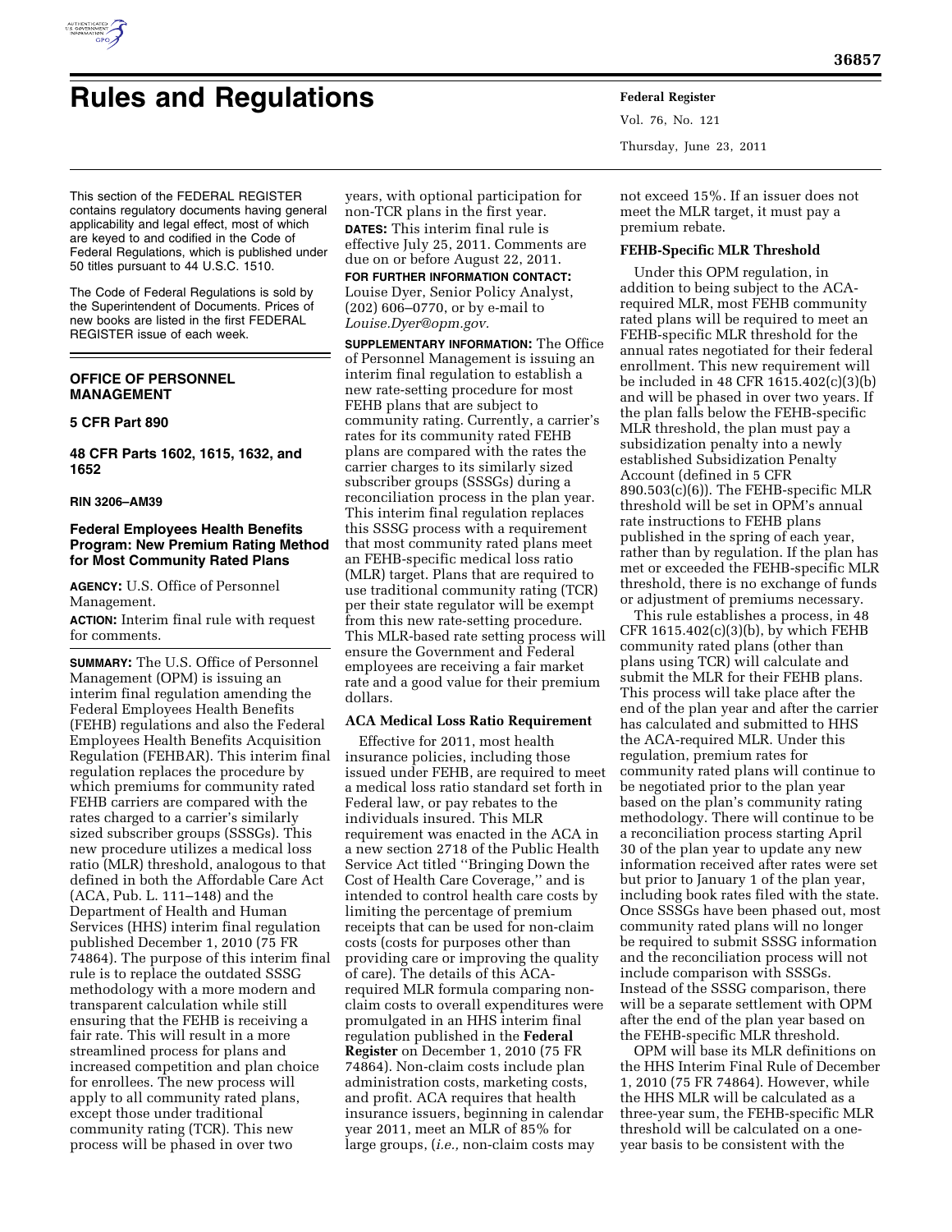# Rules and Regulations

This section of the FEDERAL REGISTER contains regulatory documents having general applicability and legal effect, most of which are keyed to and codified in the Code of Federal Regulations, which is published under 50 titles pursuant to 44 U.S.C. 1510.

The Code of Federal Regulations is sold by the Superintendent of Documents. Prices of new books are listed in the first FEDERAL REGISTER issue of each week.

## OFFICE OF PERSONNEL MANAGEMENT

### 5 CFR Part 890

### 48 CFR Parts 1602, 1615, 1632, and 1652

**RIN 3206–AM39**

### Federal Employees Health Benefits Program: New Premium Rating Method for Most Community Rated Plans

**AGENCY:** U.S. Office of Personnel Management.

**ACTION:** Interim final rule with request for comments.

**SUMMARY:** The U.S. Office of Personnel Management (OPM) is issuing an interim final regulation amending the Federal Employees Health Benefits (FEHB) regulations and also the Federal Employees Health Benefits Acquisition Regulation (FEHBAR). This interim final regulation replaces the procedure by which premiums for community rated FEHB carriers are compared with the rates charged to a carrier's similarly sized subscriber groups (SSSGs). This new procedure utilizes a medical loss ratio (MLR) threshold, analogous to that defined in both the Affordable Care Act (ACA, Pub. L. 111–148) and the Department of Health and Human Services (HHS) interim final regulation published December 1, 2010 (75 FR 74864). The purpose of this interim final rule is to replace the outdated SSSG methodology with a more modern and transparent calculation while still ensuring that the FEHB is receiving a fair rate. This will result in a more streamlined process for plans and increased competition and plan choice for enrollees. The new process will apply to all community rated plans, except those under traditional community rating (TCR). This new process will be phased in over two years, with optional participation for non-TCR plans in the first year.

**DATES:** This interim final rule is effective July 25, 2011. Comments are due on or before August 22, 2011.

**FOR FURTHER INFORMATION CONTACT:** Louise Dyer, Senior Policy Analyst, (202) 606–0770, or by e-mail to *Louise.Dyer@opm.gov*.

**SUPPLEMENTARY INFORMATION:** The Office of Personnel Management is issuing an interim final regulation to establish a new rate-setting procedure for most FEHB plans that are subject to community rating. Currently, a carrier's rates for its community rated FEHB plans are compared with the rates the carrier charges to its similarly sized subscriber groups (SSSGs) during a reconciliation process in the plan year. This interim final regulation replaces this SSSG process with a requirement that most community rated plans meet an FEHB-specific medical loss ratio (MLR) target. Plans that are required to use traditional community rating (TCR) per their state regulator will be exempt from this new rate-setting procedure. This MLR-based rate setting process will ensure the Government and Federal employees are receiving a fair market rate and a good value for their premium dollars.

**ACA Medical Loss Ratio Requirement**

Effective for 2011, most health insurance policies, including those issued under FEHB, are required to meet a medical loss ratio standard set forth in Federal law, or pay rebates to the individuals insured. This MLR requirement was enacted in the ACA in a new section 2718 of the Public Health Service Act titled ''Bringing Down the Cost of Health Care Coverage,'' and is intended to control health care costs by limiting the percentage of premium receipts that can be used for non-claim costs (costs for purposes other than providing care or improving the quality of care). The details of this ACA-required MLR formula comparing non-claim costs to overall expenditures were promulgated in an HHS interim final regulation published in the **Federal Register** on December 1, 2010 (75 FR 74864). Non-claim costs include plan administration costs, marketing costs, and profit. ACA requires that health insurance issuers, beginning in calendar year 2011, meet an MLR of 85% for large groups, (*i.e.,* non-claim costs may not exceed 15%. If an issuer does not meet the MLR target, it must pay a premium rebate.

**FEHB-Specific MLR Threshold**

Under this OPM regulation, in addition to being subject to the ACA-required MLR, most FEHB community rated plans will be required to meet an FEHB-specific MLR threshold for the annual rates negotiated for their federal enrollment. This new requirement will be included in 48 CFR 1615.402(c)(3)(b) and will be phased in over two years. If the plan falls below the FEHB-specific MLR threshold, the plan must pay a subsidization penalty into a newly established Subsidization Penalty Account (defined in 5 CFR 890.503(c)(6)). The FEHB-specific MLR threshold will be set in OPM's annual rate instructions to FEHB plans published in the spring of each year, rather than by regulation. If the plan has met or exceeded the FEHB-specific MLR threshold, there is no exchange of funds or adjustment of premiums necessary.

This rule establishes a process, in 48 CFR 1615.402(c)(3)(b), by which FEHB community rated plans (other than plans using TCR) will calculate and submit the MLR for their FEHB plans. This process will take place after the end of the plan year and after the carrier has calculated and submitted to HHS the ACA-required MLR. Under this regulation, premium rates for community rated plans will continue to be negotiated prior to the plan year based on the plan's community rating methodology. There will continue to be a reconciliation process starting April 30 of the plan year to update any new information received after rates were set but prior to January 1 of the plan year, including book rates filed with the state. Once SSSGs have been phased out, most community rated plans will no longer be required to submit SSSG information and the reconciliation process will not include comparison with SSSGs. Instead of the SSSG comparison, there will be a separate settlement with OPM after the end of the plan year based on the FEHB-specific MLR threshold.

OPM will base its MLR definitions on the HHS Interim Final Rule of December 1, 2010 (75 FR 74864). However, while the HHS MLR will be calculated as a three-year sum, the FEHB-specific MLR threshold will be calculated on a one-year basis to be consistent with the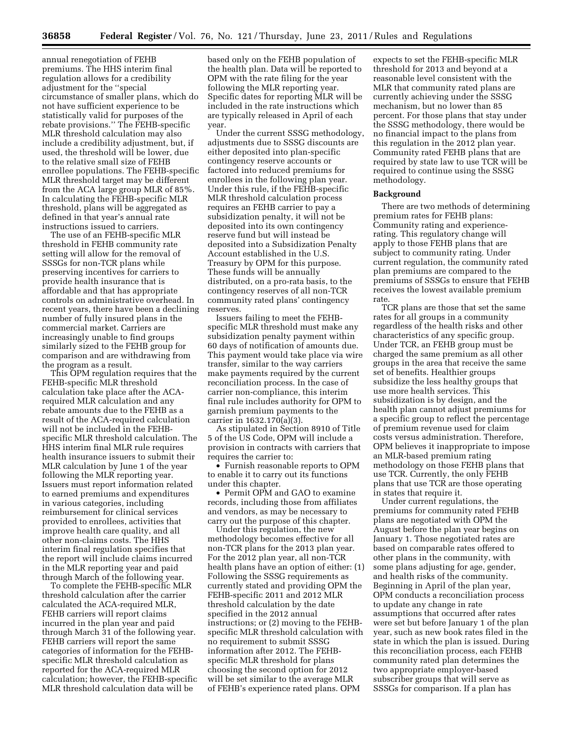annual renegotiation of FEHB premiums. The HHS interim final regulation allows for a credibility adjustment for the ''special circumstance of smaller plans, which do not have sufficient experience to be statistically valid for purposes of the rebate provisions.'' The FEHB-specific MLR threshold calculation may also include a credibility adjustment, but, if used, the threshold will be lower, due to the relative small size of FEHB enrollee populations. The FEHB-specific MLR threshold target may be different from the ACA large group MLR of 85%. In calculating the FEHB-specific MLR threshold, plans will be aggregated as defined in that year's annual rate instructions issued to carriers.

The use of an FEHB-specific MLR threshold in FEHB community rate setting will allow for the removal of SSSGs for non-TCR plans while preserving incentives for carriers to provide health insurance that is affordable and that has appropriate controls on administrative overhead. In recent years, there have been a declining number of fully insured plans in the commercial market. Carriers are increasingly unable to find groups similarly sized to the FEHB group for comparison and are withdrawing from the program as a result.

This OPM regulation requires that the FEHB-specific MLR threshold calculation take place after the ACA-required MLR calculation and any rebate amounts due to the FEHB as a result of the ACA-required calculation will not be included in the FEHB-specific MLR threshold calculation. The HHS interim final MLR rule requires health insurance issuers to submit their MLR calculation by June 1 of the year following the MLR reporting year. Issuers must report information related to earned premiums and expenditures in various categories, including reimbursement for clinical services provided to enrollees, activities that improve health care quality, and all other non-claims costs. The HHS interim final regulation specifies that the report will include claims incurred in the MLR reporting year and paid through March of the following year.

To complete the FEHB-specific MLR threshold calculation after the carrier calculated the ACA-required MLR, FEHB carriers will report claims incurred in the plan year and paid through March 31 of the following year. FEHB carriers will report the same categories of information for the FEHB-specific MLR threshold calculation as reported for the ACA-required MLR calculation; however, the FEHB-specific MLR threshold calculation data will be based only on the FEHB population of the health plan. Data will be reported to OPM with the rate filing for the year following the MLR reporting year. Specific dates for reporting MLR will be included in the rate instructions which are typically released in April of each year.

Under the current SSSG methodology, adjustments due to SSSG discounts are either deposited into plan-specific contingency reserve accounts or factored into reduced premiums for enrollees in the following plan year. Under this rule, if the FEHB-specific MLR threshold calculation process requires an FEHB carrier to pay a subsidization penalty, it will not be deposited into its own contingency reserve fund but will instead be deposited into a Subsidization Penalty Account established in the U.S. Treasury by OPM for this purpose. These funds will be annually distributed, on a pro-rata basis, to the contingency reserves of all non-TCR community rated plans' contingency reserves.

Issuers failing to meet the FEHB-specific MLR threshold must make any subsidization penalty payment within 60 days of notification of amounts due. This payment would take place via wire transfer, similar to the way carriers make payments required by the current reconciliation process. In the case of carrier non-compliance, this interim final rule includes authority for OPM to garnish premium payments to the carrier in 1632.170(a)(3).

As stipulated in Section 8910 of Title 5 of the US Code, OPM will include a provision in contracts with carriers that requires the carrier to:

- Furnish reasonable reports to OPM to enable it to carry out its functions under this chapter.
- Permit OPM and GAO to examine records, including those from affiliates and vendors, as may be necessary to carry out the purpose of this chapter.

Under this regulation, the new methodology becomes effective for all non-TCR plans for the 2013 plan year. For the 2012 plan year, all non-TCR health plans have an option of either: (1) Following the SSSG requirements as currently stated and providing OPM the FEHB-specific 2011 and 2012 MLR threshold calculation by the date specified in the 2012 annual instructions; or (2) moving to the FEHB-specific MLR threshold calculation with no requirement to submit SSSG information after 2012. The FEHB-specific MLR threshold for plans choosing the second option for 2012 will be set similar to the average MLR of FEHB's experience rated plans. OPM expects to set the FEHB-specific MLR threshold for 2013 and beyond at a reasonable level consistent with the MLR that community rated plans are currently achieving under the SSSG mechanism, but no lower than 85 percent. For those plans that stay under the SSSG methodology, there would be no financial impact to the plans from this regulation in the 2012 plan year. Community rated FEHB plans that are required by state law to use TCR will be required to continue using the SSSG methodology.

**Background**

There are two methods of determining premium rates for FEHB plans: Community rating and experience-rating. This regulatory change will apply to those FEHB plans that are subject to community rating. Under current regulation, the community rated plan premiums are compared to the premiums of SSSGs to ensure that FEHB receives the lowest available premium rate.

TCR plans are those that set the same rates for all groups in a community regardless of the health risks and other characteristics of any specific group. Under TCR, an FEHB group must be charged the same premium as all other groups in the area that receive the same set of benefits. Healthier groups subsidize the less healthy groups that use more health services. This subsidization is by design, and the health plan cannot adjust premiums for a specific group to reflect the percentage of premium revenue used for claim costs versus administration. Therefore, OPM believes it inappropriate to impose an MLR-based premium rating methodology on those FEHB plans that use TCR. Currently, the only FEHB plans that use TCR are those operating in states that require it.

Under current regulations, the premiums for community rated FEHB plans are negotiated with OPM the August before the plan year begins on January 1. Those negotiated rates are based on comparable rates offered to other plans in the community, with some plans adjusting for age, gender, and health risks of the community. Beginning in April of the plan year, OPM conducts a reconciliation process to update any change in rate assumptions that occurred after rates were set but before January 1 of the plan year, such as new book rates filed in the state in which the plan is issued. During this reconciliation process, each FEHB community rated plan determines the two appropriate employer-based subscriber groups that will serve as SSSGs for comparison. If a plan has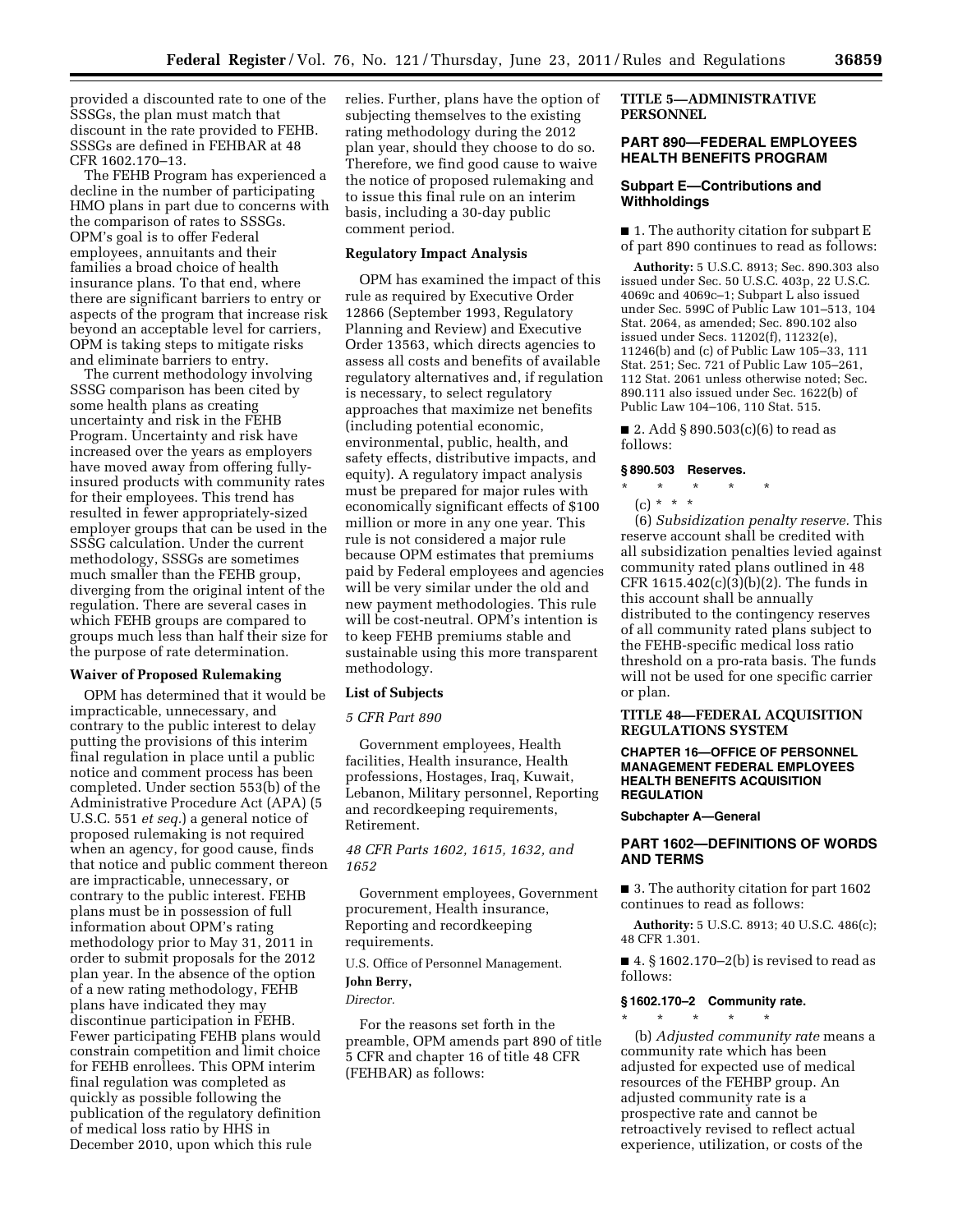provided a discounted rate to one of the SSSGs, the plan must match that discount in the rate provided to FEHB. SSSGs are defined in FEHBAR at 48 CFR 1602.170–13.

The FEHB Program has experienced a decline in the number of participating HMO plans in part due to concerns with the comparison of rates to SSSGs. OPM's goal is to offer Federal employees, annuitants and their families a broad choice of health insurance plans. To that end, where there are significant barriers to entry or aspects of the program that increase risk beyond an acceptable level for carriers, OPM is taking steps to mitigate risks and eliminate barriers to entry.

The current methodology involving SSSG comparison has been cited by some health plans as creating uncertainty and risk in the FEHB Program. Uncertainty and risk have increased over the years as employers have moved away from offering fully-insured products with community rates for their employees. This trend has resulted in fewer appropriately-sized employer groups that can be used in the SSSG calculation. Under the current methodology, SSSGs are sometimes much smaller than the FEHB group, diverging from the original intent of the regulation. There are several cases in which FEHB groups are compared to groups much less than half their size for the purpose of rate determination.

**Waiver of Proposed Rulemaking**

OPM has determined that it would be impracticable, unnecessary, and contrary to the public interest to delay putting the provisions of this interim final regulation in place until a public notice and comment process has been completed. Under section 553(b) of the Administrative Procedure Act (APA) (5 U.S.C. 551 *et seq.*) a general notice of proposed rulemaking is not required when an agency, for good cause, finds that notice and public comment thereon are impracticable, unnecessary, or contrary to the public interest. FEHB plans must be in possession of full information about OPM's rating methodology prior to May 31, 2011 in order to submit proposals for the 2012 plan year. In the absence of the option of a new rating methodology, FEHB plans have indicated they may discontinue participation in FEHB. Fewer participating FEHB plans would constrain competition and limit choice for FEHB enrollees. This OPM interim final regulation was completed as quickly as possible following the publication of the regulatory definition of medical loss ratio by HHS in December 2010, upon which this rule relies. Further, plans have the option of subjecting themselves to the existing rating methodology during the 2012 plan year, should they choose to do so. Therefore, we find good cause to waive the notice of proposed rulemaking and to issue this final rule on an interim basis, including a 30-day public comment period.

**Regulatory Impact Analysis**

OPM has examined the impact of this rule as required by Executive Order 12866 (September 1993, Regulatory Planning and Review) and Executive Order 13563, which directs agencies to assess all costs and benefits of available regulatory alternatives and, if regulation is necessary, to select regulatory approaches that maximize net benefits (including potential economic, environmental, public, health, and safety effects, distributive impacts, and equity). A regulatory impact analysis must be prepared for major rules with economically significant effects of $100 million or more in any one year. This rule is not considered a major rule because OPM estimates that premiums paid by Federal employees and agencies will be very similar under the old and new payment methodologies. This rule will be cost-neutral. OPM's intention is to keep FEHB premiums stable and sustainable using this more transparent methodology.

**List of Subjects**

*5 CFR Part 890*

Government employees, Health facilities, Health insurance, Health professions, Hostages, Iraq, Kuwait, Lebanon, Military personnel, Reporting and recordkeeping requirements, Retirement.

*48 CFR Parts 1602, 1615, 1632, and 1652*

Government employees, Government procurement, Health insurance, Reporting and recordkeeping requirements.

U.S. Office of Personnel Management.

**John Berry,**

*Director.*

For the reasons set forth in the preamble, OPM amends part 890 of title 5 CFR and chapter 16 of title 48 CFR (FEHBAR) as follows:

## TITLE 5—ADMINISTRATIVE PERSONNEL

## PART 890—FEDERAL EMPLOYEES HEALTH BENEFITS PROGRAM

### Subpart E—Contributions and Withholdings

■ 1. The authority citation for subpart E of part 890 continues to read as follows:

**Authority:** 5 U.S.C. 8913; Sec. 890.303 also issued under Sec. 50 U.S.C. 403p, 22 U.S.C. 4069c and 4069c–1; Subpart L also issued under Sec. 599C of Public Law 101–513, 104 Stat. 2064, as amended; Sec. 890.102 also issued under Secs. 11202(f), 11232(e), 11246(b) and (c) of Public Law 105–33, 111 Stat. 251; Sec. 721 of Public Law 105–261, 112 Stat. 2061 unless otherwise noted; Sec. 890.111 also issued under Sec. 1622(b) of Public Law 104–106, 110 Stat. 515.

■ 2. Add § 890.503(c)(6) to read as follows:

**§ 890.503 Reserves.**

\* \* \* \* \*

(c) \* \* \*

(6) *Subsidization penalty reserve.* This reserve account shall be credited with all subsidization penalties levied against community rated plans outlined in 48 CFR 1615.402(c)(3)(b)(2). The funds in this account shall be annually distributed to the contingency reserves of all community rated plans subject to the FEHB-specific medical loss ratio threshold on a pro-rata basis. The funds will not be used for one specific carrier or plan.

## TITLE 48—FEDERAL ACQUISITION REGULATIONS SYSTEM

### CHAPTER 16—OFFICE OF PERSONNEL MANAGEMENT FEDERAL EMPLOYEES HEALTH BENEFITS ACQUISITION REGULATION

**Subchapter A—General**

## PART 1602—DEFINITIONS OF WORDS AND TERMS

■ 3. The authority citation for part 1602 continues to read as follows:

**Authority:** 5 U.S.C. 8913; 40 U.S.C. 486(c); 48 CFR 1.301.

■ 4. § 1602.170–2(b) is revised to read as follows:

**§ 1602.170–2 Community rate.**

\* \* \* \* \*

(b) *Adjusted community rate* means a community rate which has been adjusted for expected use of medical resources of the FEHBP group. An adjusted community rate is a prospective rate and cannot be retroactively revised to reflect actual experience, utilization, or costs of the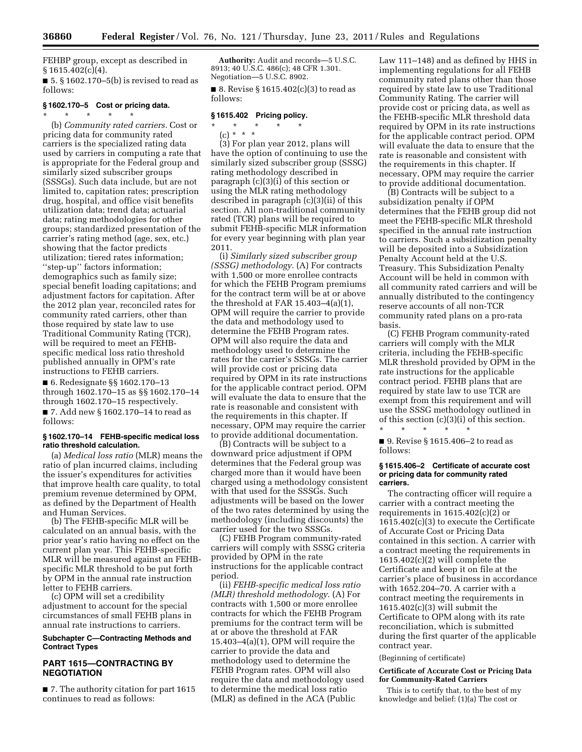FEHBP group, except as described in § 1615.402(c)(4).

■ 5. § 1602.170–5(b) is revised to read as follows:

### § 1602.170–5 Cost or pricing data.

\* \* \* \* \*

(b) *Community rated carriers.* Cost or pricing data for community rated carriers is the specialized rating data used by carriers in computing a rate that is appropriate for the Federal group and similarly sized subscriber groups (SSSGs). Such data include, but are not limited to, capitation rates; prescription drug, hospital, and office visit benefits utilization data; trend data; actuarial data; rating methodologies for other groups; standardized presentation of the carrier's rating method (age, sex, etc.) showing that the factor predicts utilization; tiered rates information; ''step-up'' factors information; demographics such as family size; special benefit loading capitations; and adjustment factors for capitation. After the 2012 plan year, reconciled rates for community rated carriers, other than those required by state law to use Traditional Community Rating (TCR), will be required to meet an FEHB-specific medical loss ratio threshold published annually in OPM's rate instructions to FEHB carriers.

■ 6. Redesignate §§ 1602.170–13 through 1602.170–15 as §§ 1602.170–14 through 1602.170–15 respectively.

■ 7. Add new § 1602.170–14 to read as follows:

### § 1602.170–14 FEHB-specific medical loss ratio threshold calculation.

(a) *Medical loss ratio* (MLR) means the ratio of plan incurred claims, including the issuer's expenditures for activities that improve health care quality, to total premium revenue determined by OPM, as defined by the Department of Health and Human Services.

(b) The FEHB-specific MLR will be calculated on an annual basis, with the prior year's ratio having no effect on the current plan year. This FEHB-specific MLR will be measured against an FEHB-specific MLR threshold to be put forth by OPM in the annual rate instruction letter to FEHB carriers.

(c) OPM will set a credibility adjustment to account for the special circumstances of small FEHB plans in annual rate instructions to carriers.

## Subchapter C—Contracting Methods and Contract Types

## PART 1615—CONTRACTING BY NEGOTIATION

■ 7. The authority citation for part 1615 continues to read as follows:

**Authority:** Audit and records—5 U.S.C. 8913; 40 U.S.C. 486(c); 48 CFR 1.301. Negotiation—5 U.S.C. 8902.

■ 8. Revise § 1615.402(c)(3) to read as follows:

### § 1615.402 Pricing policy.

\* \* \* \* \*

(c) \* \* \*

(3) For plan year 2012, plans will have the option of continuing to use the similarly sized subscriber group (SSSG) rating methodology described in paragraph (c)(3)(i) of this section or using the MLR rating methodology described in paragraph (c)(3)(ii) of this section. All non-traditional community rated (TCR) plans will be required to submit FEHB-specific MLR information for every year beginning with plan year 2011.

(i) *Similarly sized subscriber group (SSSG) methodology.* (A) For contracts with 1,500 or more enrollee contracts for which the FEHB Program premiums for the contract term will be at or above the threshold at FAR 15.403–4(a)(1), OPM will require the carrier to provide the data and methodology used to determine the FEHB Program rates. OPM will also require the data and methodology used to determine the rates for the carrier's SSSGs. The carrier will provide cost or pricing data required by OPM in its rate instructions for the applicable contract period. OPM will evaluate the data to ensure that the rate is reasonable and consistent with the requirements in this chapter. If necessary, OPM may require the carrier to provide additional documentation.

(B) Contracts will be subject to a downward price adjustment if OPM determines that the Federal group was charged more than it would have been charged using a methodology consistent with that used for the SSSGs. Such adjustments will be based on the lower of the two rates determined by using the methodology (including discounts) the carrier used for the two SSSGs.

(C) FEHB Program community-rated carriers will comply with SSSG criteria provided by OPM in the rate instructions for the applicable contract period.

(ii) *FEHB-specific medical loss ratio (MLR) threshold methodology.* (A) For contracts with 1,500 or more enrollee contracts for which the FEHB Program premiums for the contract term will be at or above the threshold at FAR 15.403–4(a)(1), OPM will require the carrier to provide the data and methodology used to determine the FEHB Program rates. OPM will also require the data and methodology used to determine the medical loss ratio (MLR) as defined in the ACA (Public Law 111–148) and as defined by HHS in implementing regulations for all FEHB community rated plans other than those required by state law to use Traditional Community Rating. The carrier will provide cost or pricing data, as well as the FEHB-specific MLR threshold data required by OPM in its rate instructions for the applicable contract period. OPM will evaluate the data to ensure that the rate is reasonable and consistent with the requirements in this chapter. If necessary, OPM may require the carrier to provide additional documentation.

(B) Contracts will be subject to a subsidization penalty if OPM determines that the FEHB group did not meet the FEHB-specific MLR threshold specified in the annual rate instruction to carriers. Such a subsidization penalty will be deposited into a Subsidization Penalty Account held at the U.S. Treasury. This Subsidization Penalty Account will be held in common with all community rated carriers and will be annually distributed to the contingency reserve accounts of all non-TCR community rated plans on a pro-rata basis.

(C) FEHB Program community-rated carriers will comply with the MLR criteria, including the FEHB-specific MLR threshold provided by OPM in the rate instructions for the applicable contract period. FEHB plans that are required by state law to use TCR are exempt from this requirement and will use the SSSG methodology outlined in of this section (c)(3)(i) of this section.

\* \* \* \* \*

■ 9. Revise § 1615.406–2 to read as follows:

### § 1615.406–2 Certificate of accurate cost or pricing data for community rated carriers.

The contracting officer will require a carrier with a contract meeting the requirements in 1615.402(c)(2) or 1615.402(c)(3) to execute the Certificate of Accurate Cost or Pricing Data contained in this section. A carrier with a contract meeting the requirements in 1615.402(c)(2) will complete the Certificate and keep it on file at the carrier's place of business in accordance with 1652.204–70. A carrier with a contract meeting the requirements in 1615.402(c)(3) will submit the Certificate to OPM along with its rate reconciliation, which is submitted during the first quarter of the applicable contract year.

(Beginning of certificate)

**Certificate of Accurate Cost or Pricing Data for Community-Rated Carriers**

This is to certify that, to the best of my knowledge and belief: (1)(a) The cost or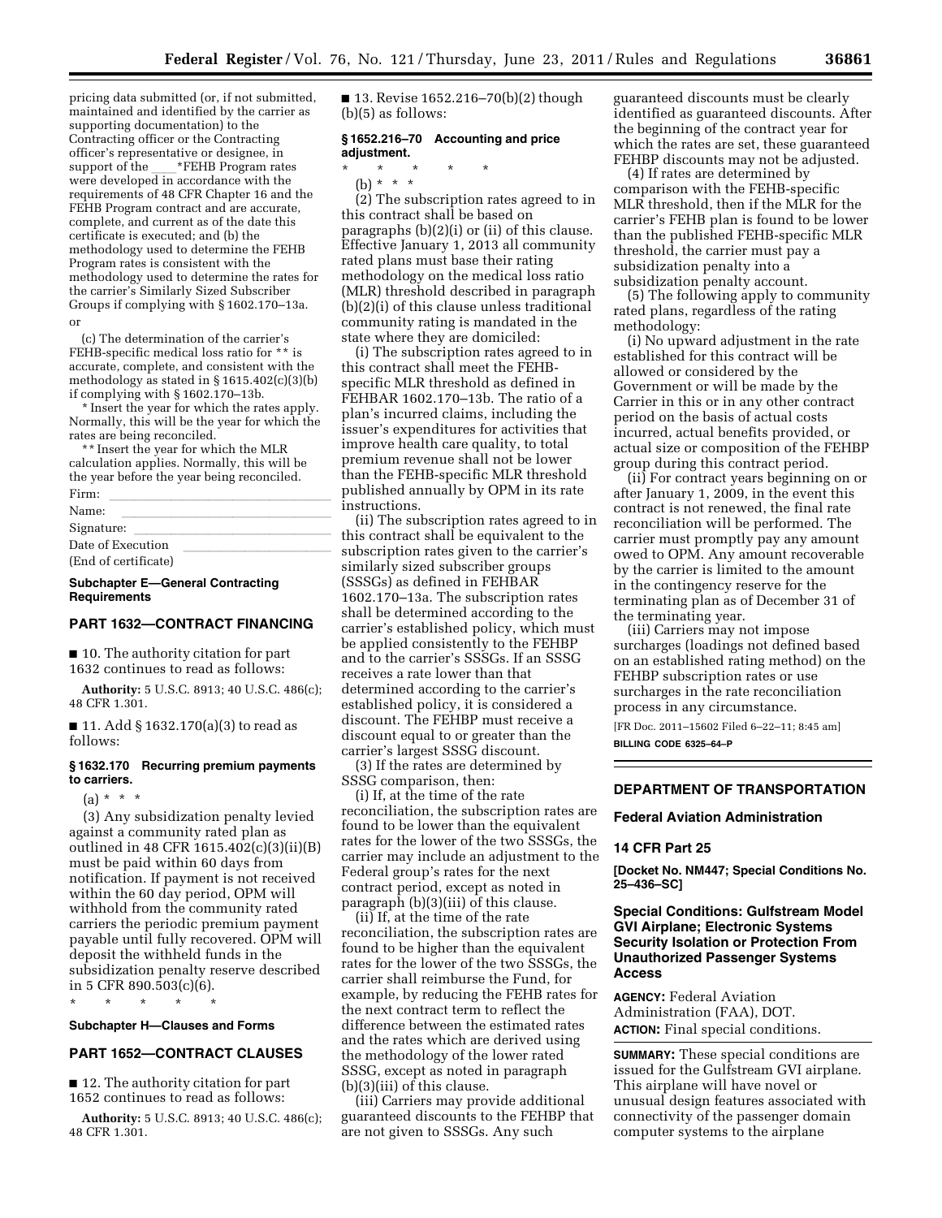pricing data submitted (or, if not submitted, maintained and identified by the carrier as supporting documentation) to the Contracting officer or the Contracting officer's representative or designee, in support of the ___ *FEHB Program rates were developed in accordance with the requirements of 48 CFR Chapter 16 and the FEHB Program contract and are accurate, complete, and current as of the date this certificate is executed; and (b) the methodology used to determine the FEHB Program rates is consistent with the methodology used to determine the rates for the carrier's Similarly Sized Subscriber Groups if complying with § 1602.170–13a.

or

(c) The determination of the carrier's FEHB-specific medical loss ratio for ** is accurate, complete, and consistent with the methodology as stated in § 1615.402(c)(3)(b) if complying with § 1602.170–13b.

* Insert the year for which the rates apply. Normally, this will be the year for which the rates are being reconciled.

** Insert the year for which the MLR calculation applies. Normally, this will be the year before the year being reconciled.

Firm: ___

Name: ___

Signature: ___

Date of Execution ___

(End of certificate)

### Subchapter E—General Contracting Requirements

## PART 1632—CONTRACT FINANCING

■ 10. The authority citation for part 1632 continues to read as follows:

**Authority:** 5 U.S.C. 8913; 40 U.S.C. 486(c); 48 CFR 1.301.

■ 11. Add § 1632.170(a)(3) to read as follows:

### § 1632.170 Recurring premium payments to carriers.

(a) * * *

(3) Any subsidization penalty levied against a community rated plan as outlined in 48 CFR 1615.402(c)(3)(ii)(B) must be paid within 60 days from notification. If payment is not received within the 60 day period, OPM will withhold from the community rated carriers the periodic premium payment payable until fully recovered. OPM will deposit the withheld funds in the subsidization penalty reserve described in 5 CFR 890.503(c)(6).

\* \* \* \* \*

### Subchapter H—Clauses and Forms

## PART 1652—CONTRACT CLAUSES

■ 12. The authority citation for part 1652 continues to read as follows:

**Authority:** 5 U.S.C. 8913; 40 U.S.C. 486(c); 48 CFR 1.301.

■ 13. Revise 1652.216–70(b)(2) though (b)(5) as follows:

### § 1652.216–70 Accounting and price adjustment.

\* \* \* \* \*

(b) * * *

(2) The subscription rates agreed to in this contract shall be based on paragraphs (b)(2)(i) or (ii) of this clause. Effective January 1, 2013 all community rated plans must base their rating methodology on the medical loss ratio (MLR) threshold described in paragraph (b)(2)(i) of this clause unless traditional community rating is mandated in the state where they are domiciled:

(i) The subscription rates agreed to in this contract shall meet the FEHB-specific MLR threshold as defined in FEHBAR 1602.170–13b. The ratio of a plan's incurred claims, including the issuer's expenditures for activities that improve health care quality, to total premium revenue shall not be lower than the FEHB-specific MLR threshold published annually by OPM in its rate instructions.

(ii) The subscription rates agreed to in this contract shall be equivalent to the subscription rates given to the carrier's similarly sized subscriber groups (SSSGs) as defined in FEHBAR 1602.170–13a. The subscription rates shall be determined according to the carrier's established policy, which must be applied consistently to the FEHBP and to the carrier's SSSGs. If an SSSG receives a rate lower than that determined according to the carrier's established policy, it is considered a discount. The FEHBP must receive a discount equal to or greater than the carrier's largest SSSG discount.

(3) If the rates are determined by SSSG comparison, then:

(i) If, at the time of the rate reconciliation, the subscription rates are found to be lower than the equivalent rates for the lower of the two SSSGs, the carrier may include an adjustment to the Federal group's rates for the next contract period, except as noted in paragraph (b)(3)(iii) of this clause.

(ii) If, at the time of the rate reconciliation, the subscription rates are found to be higher than the equivalent rates for the lower of the two SSSGs, the carrier shall reimburse the Fund, for example, by reducing the FEHB rates for the next contract term to reflect the difference between the estimated rates and the rates which are derived using the methodology of the lower rated SSSG, except as noted in paragraph (b)(3)(iii) of this clause.

(iii) Carriers may provide additional guaranteed discounts to the FEHBP that are not given to SSSGs. Any such guaranteed discounts must be clearly identified as guaranteed discounts. After the beginning of the contract year for which the rates are set, these guaranteed FEHBP discounts may not be adjusted.

(4) If rates are determined by comparison with the FEHB-specific MLR threshold, then if the MLR for the carrier's FEHB plan is found to be lower than the published FEHB-specific MLR threshold, the carrier must pay a subsidization penalty into a subsidization penalty account.

(5) The following apply to community rated plans, regardless of the rating methodology:

(i) No upward adjustment in the rate established for this contract will be allowed or considered by the Government or will be made by the Carrier in this or in any other contract period on the basis of actual costs incurred, actual benefits provided, or actual size or composition of the FEHBP group during this contract period.

(ii) For contract years beginning on or after January 1, 2009, in the event this contract is not renewed, the final rate reconciliation will be performed. The carrier must promptly pay any amount owed to OPM. Any amount recoverable by the carrier is limited to the amount in the contingency reserve for the terminating plan as of December 31 of the terminating year.

(iii) Carriers may not impose surcharges (loadings not defined based on an established rating method) on the FEHBP subscription rates or use surcharges in the rate reconciliation process in any circumstance.

[FR Doc. 2011–15602 Filed 6–22–11; 8:45 am]

**BILLING CODE 6325–64–P**

## DEPARTMENT OF TRANSPORTATION

### Federal Aviation Administration

### 14 CFR Part 25

**[Docket No. NM447; Special Conditions No. 25–436–SC]**

### Special Conditions: Gulfstream Model GVI Airplane; Electronic Systems Security Isolation or Protection From Unauthorized Passenger Systems Access

**AGENCY:** Federal Aviation Administration (FAA), DOT.

**ACTION:** Final special conditions.

**SUMMARY:** These special conditions are issued for the Gulfstream GVI airplane. This airplane will have novel or unusual design features associated with connectivity of the passenger domain computer systems to the airplane